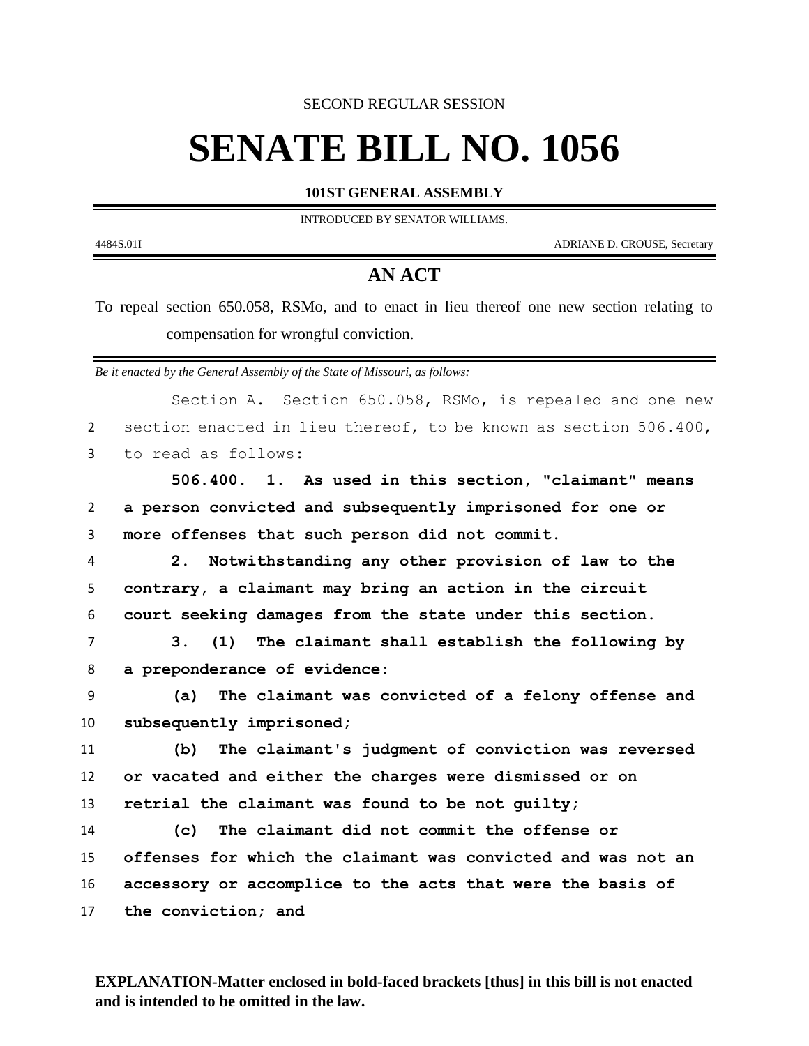SECOND REGULAR SESSION

# SENATE BILL NO. 1056

**101ST GENERAL ASSEMBLY**

INTRODUCED BY SENATOR WILLIAMS.

4484S.01I ADRIANE D. CROUSE, Secretary

## AN ACT

To repeal section 650.058, RSMo, and to enact in lieu thereof one new section relating to compensation for wrongful conviction.

*Be it enacted by the General Assembly of the State of Missouri, as follows:*

Section A. Section 650.058, RSMo, is repealed and one new section enacted in lieu thereof, to be known as section 506.400, to read as follows:

**506.400. 1. As used in this section, "claimant" means a person convicted and subsequently imprisoned for one or more offenses that such person did not commit.**

**2. Notwithstanding any other provision of law to the contrary, a claimant may bring an action in the circuit court seeking damages from the state under this section.**

**3. (1) The claimant shall establish the following by a preponderance of evidence:**

**(a) The claimant was convicted of a felony offense and subsequently imprisoned;**

**(b) The claimant's judgment of conviction was reversed or vacated and either the charges were dismissed or on retrial the claimant was found to be not guilty;**

**(c) The claimant did not commit the offense or offenses for which the claimant was convicted and was not an accessory or accomplice to the acts that were the basis of the conviction; and**

**EXPLANATION-Matter enclosed in bold-faced brackets [thus] in this bill is not enacted and is intended to be omitted in the law.**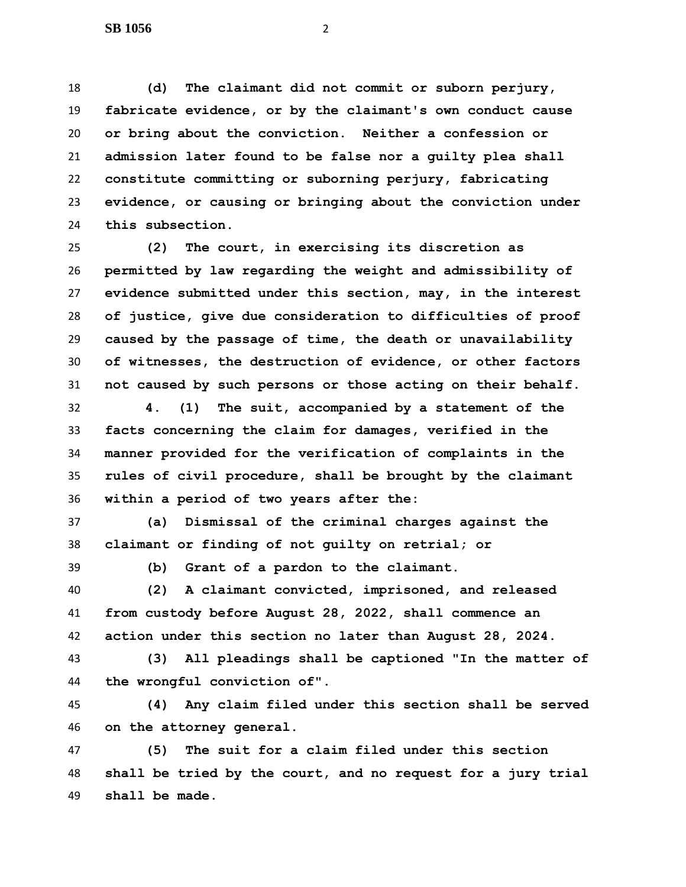**(d) The claimant did not commit or suborn perjury, fabricate evidence, or by the claimant's own conduct cause or bring about the conviction. Neither a confession or admission later found to be false nor a guilty plea shall constitute committing or suborning perjury, fabricating evidence, or causing or bringing about the conviction under this subsection.**

**(2) The court, in exercising its discretion as permitted by law regarding the weight and admissibility of evidence submitted under this section, may, in the interest of justice, give due consideration to difficulties of proof caused by the passage of time, the death or unavailability of witnesses, the destruction of evidence, or other factors not caused by such persons or those acting on their behalf.**

**4. (1) The suit, accompanied by a statement of the facts concerning the claim for damages, verified in the manner provided for the verification of complaints in the rules of civil procedure, shall be brought by the claimant within a period of two years after the:**

**(a) Dismissal of the criminal charges against the claimant or finding of not guilty on retrial; or**

**(b) Grant of a pardon to the claimant.**

**(2) A claimant convicted, imprisoned, and released from custody before August 28, 2022, shall commence an action under this section no later than August 28, 2024.**

**(3) All pleadings shall be captioned "In the matter of the wrongful conviction of".**

**(4) Any claim filed under this section shall be served on the attorney general.**

**(5) The suit for a claim filed under this section shall be tried by the court, and no request for a jury trial shall be made.**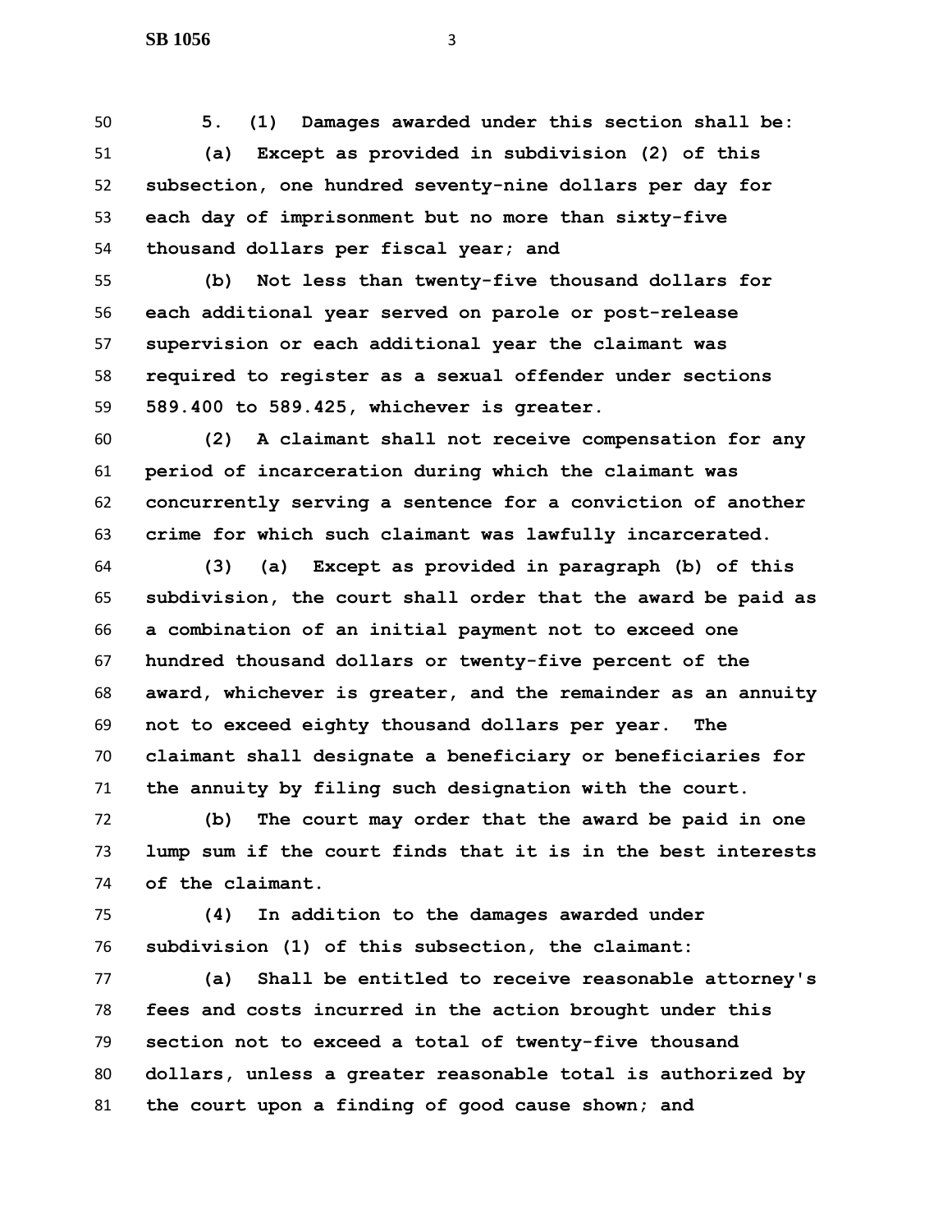**5. (1) Damages awarded under this section shall be:**

**(a) Except as provided in subdivision (2) of this subsection, one hundred seventy-nine dollars per day for each day of imprisonment but no more than sixty-five thousand dollars per fiscal year; and**

**(b) Not less than twenty-five thousand dollars for each additional year served on parole or post-release supervision or each additional year the claimant was required to register as a sexual offender under sections 589.400 to 589.425, whichever is greater.**

**(2) A claimant shall not receive compensation for any period of incarceration during which the claimant was concurrently serving a sentence for a conviction of another crime for which such claimant was lawfully incarcerated.**

**(3) (a) Except as provided in paragraph (b) of this subdivision, the court shall order that the award be paid as a combination of an initial payment not to exceed one hundred thousand dollars or twenty-five percent of the award, whichever is greater, and the remainder as an annuity not to exceed eighty thousand dollars per year. The claimant shall designate a beneficiary or beneficiaries for the annuity by filing such designation with the court.**

**(b) The court may order that the award be paid in one lump sum if the court finds that it is in the best interests of the claimant.**

**(4) In addition to the damages awarded under subdivision (1) of this subsection, the claimant:**

**(a) Shall be entitled to receive reasonable attorney's fees and costs incurred in the action brought under this section not to exceed a total of twenty-five thousand dollars, unless a greater reasonable total is authorized by the court upon a finding of good cause shown; and**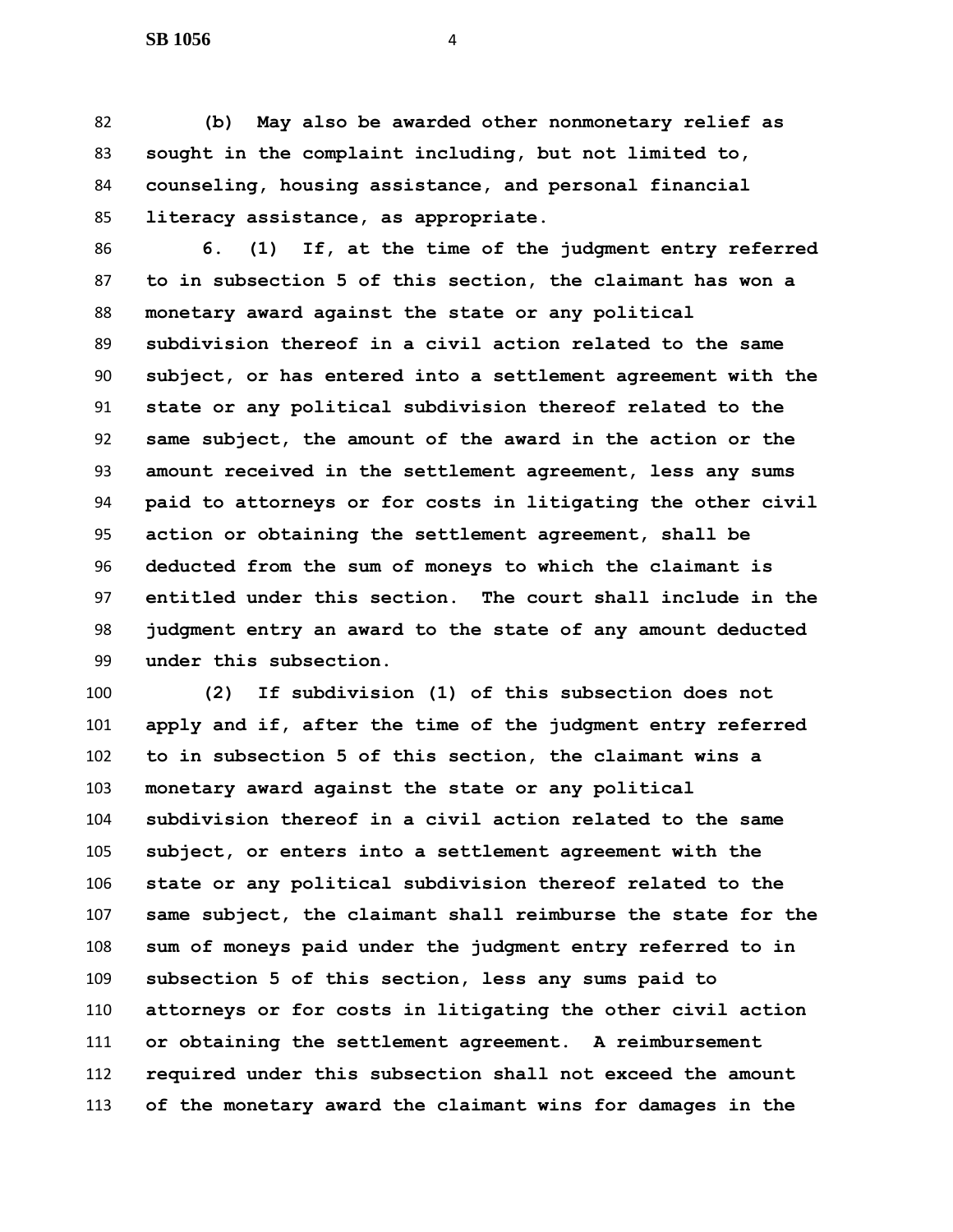**(b) May also be awarded other nonmonetary relief as sought in the complaint including, but not limited to, counseling, housing assistance, and personal financial literacy assistance, as appropriate.**

**6. (1) If, at the time of the judgment entry referred to in subsection 5 of this section, the claimant has won a monetary award against the state or any political subdivision thereof in a civil action related to the same subject, or has entered into a settlement agreement with the state or any political subdivision thereof related to the same subject, the amount of the award in the action or the amount received in the settlement agreement, less any sums paid to attorneys or for costs in litigating the other civil action or obtaining the settlement agreement, shall be deducted from the sum of moneys to which the claimant is entitled under this section. The court shall include in the judgment entry an award to the state of any amount deducted under this subsection.**

**(2) If subdivision (1) of this subsection does not apply and if, after the time of the judgment entry referred to in subsection 5 of this section, the claimant wins a monetary award against the state or any political subdivision thereof in a civil action related to the same subject, or enters into a settlement agreement with the state or any political subdivision thereof related to the same subject, the claimant shall reimburse the state for the sum of moneys paid under the judgment entry referred to in subsection 5 of this section, less any sums paid to attorneys or for costs in litigating the other civil action or obtaining the settlement agreement. A reimbursement required under this subsection shall not exceed the amount of the monetary award the claimant wins for damages in the**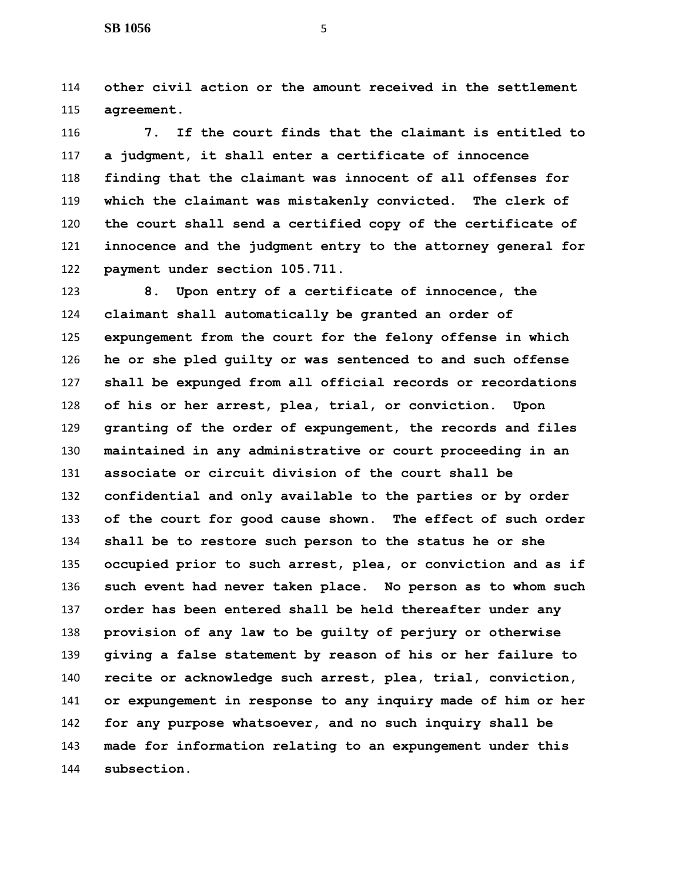**other civil action or the amount received in the settlement agreement.**

**7. If the court finds that the claimant is entitled to a judgment, it shall enter a certificate of innocence finding that the claimant was innocent of all offenses for which the claimant was mistakenly convicted. The clerk of the court shall send a certified copy of the certificate of innocence and the judgment entry to the attorney general for payment under section 105.711.**

**8. Upon entry of a certificate of innocence, the claimant shall automatically be granted an order of expungement from the court for the felony offense in which he or she pled guilty or was sentenced to and such offense shall be expunged from all official records or recordations of his or her arrest, plea, trial, or conviction. Upon granting of the order of expungement, the records and files maintained in any administrative or court proceeding in an associate or circuit division of the court shall be confidential and only available to the parties or by order of the court for good cause shown. The effect of such order shall be to restore such person to the status he or she occupied prior to such arrest, plea, or conviction and as if such event had never taken place. No person as to whom such order has been entered shall be held thereafter under any provision of any law to be guilty of perjury or otherwise giving a false statement by reason of his or her failure to recite or acknowledge such arrest, plea, trial, conviction, or expungement in response to any inquiry made of him or her for any purpose whatsoever, and no such inquiry shall be made for information relating to an expungement under this subsection.**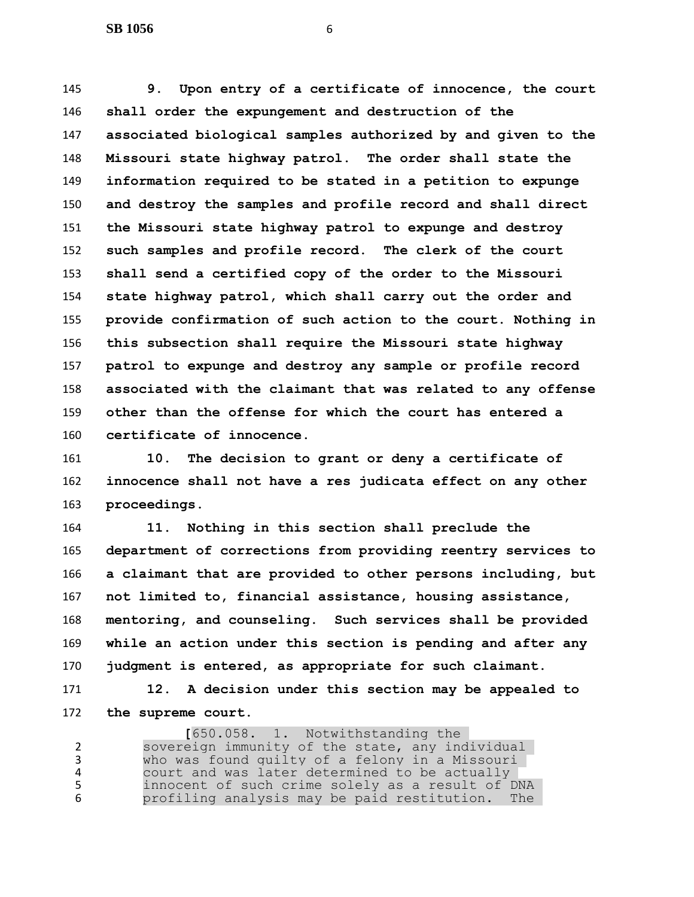**9. Upon entry of a certificate of innocence, the court shall order the expungement and destruction of the associated biological samples authorized by and given to the Missouri state highway patrol. The order shall state the information required to be stated in a petition to expunge and destroy the samples and profile record and shall direct the Missouri state highway patrol to expunge and destroy such samples and profile record. The clerk of the court shall send a certified copy of the order to the Missouri state highway patrol, which shall carry out the order and provide confirmation of such action to the court. Nothing in this subsection shall require the Missouri state highway patrol to expunge and destroy any sample or profile record associated with the claimant that was related to any offense other than the offense for which the court has entered a certificate of innocence.**

**10. The decision to grant or deny a certificate of innocence shall not have a res judicata effect on any other proceedings.**

**11. Nothing in this section shall preclude the department of corrections from providing reentry services to a claimant that are provided to other persons including, but not limited to, financial assistance, housing assistance, mentoring, and counseling. Such services shall be provided while an action under this section is pending and after any judgment is entered, as appropriate for such claimant.**

**12. A decision under this section may be appealed to the supreme court.**

[650.058. 1. Notwithstanding the sovereign immunity of the state, any individual who was found guilty of a felony in a Missouri court and was later determined to be actually innocent of such crime solely as a result of DNA profiling analysis may be paid restitution. The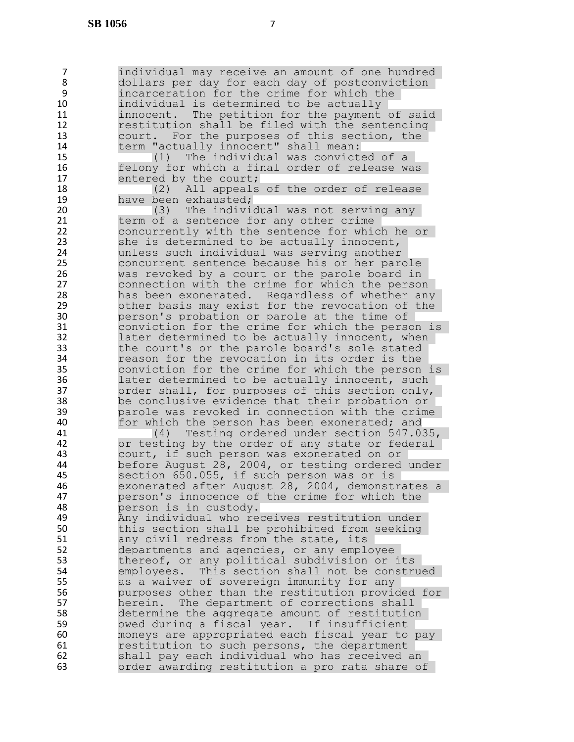individual may receive an amount of one hundred dollars per day for each day of postconviction incarceration for the crime for which the individual is determined to be actually innocent. The petition for the payment of said restitution shall be filed with the sentencing court. For the purposes of this section, the term "actually innocent" shall mean:

(1) The individual was convicted of a felony for which a final order of release was entered by the court;

(2) All appeals of the order of release have been exhausted;

(3) The individual was not serving any term of a sentence for any other crime concurrently with the sentence for which he or she is determined to be actually innocent, unless such individual was serving another concurrent sentence because his or her parole was revoked by a court or the parole board in connection with the crime for which the person has been exonerated. Regardless of whether any other basis may exist for the revocation of the person's probation or parole at the time of conviction for the crime for which the person is later determined to be actually innocent, when the court's or the parole board's sole stated reason for the revocation in its order is the conviction for the crime for which the person is later determined to be actually innocent, such order shall, for purposes of this section only, be conclusive evidence that their probation or parole was revoked in connection with the crime for which the person has been exonerated; and

(4) Testing ordered under section 547.035, or testing by the order of any state or federal court, if such person was exonerated on or before August 28, 2004, or testing ordered under section 650.055, if such person was or is exonerated after August 28, 2004, demonstrates a person's innocence of the crime for which the person is in custody.

Any individual who receives restitution under this section shall be prohibited from seeking any civil redress from the state, its departments and agencies, or any employee thereof, or any political subdivision or its employees. This section shall not be construed as a waiver of sovereign immunity for any purposes other than the restitution provided for herein. The department of corrections shall determine the aggregate amount of restitution owed during a fiscal year. If insufficient moneys are appropriated each fiscal year to pay restitution to such persons, the department shall pay each individual who has received an order awarding restitution a pro rata share of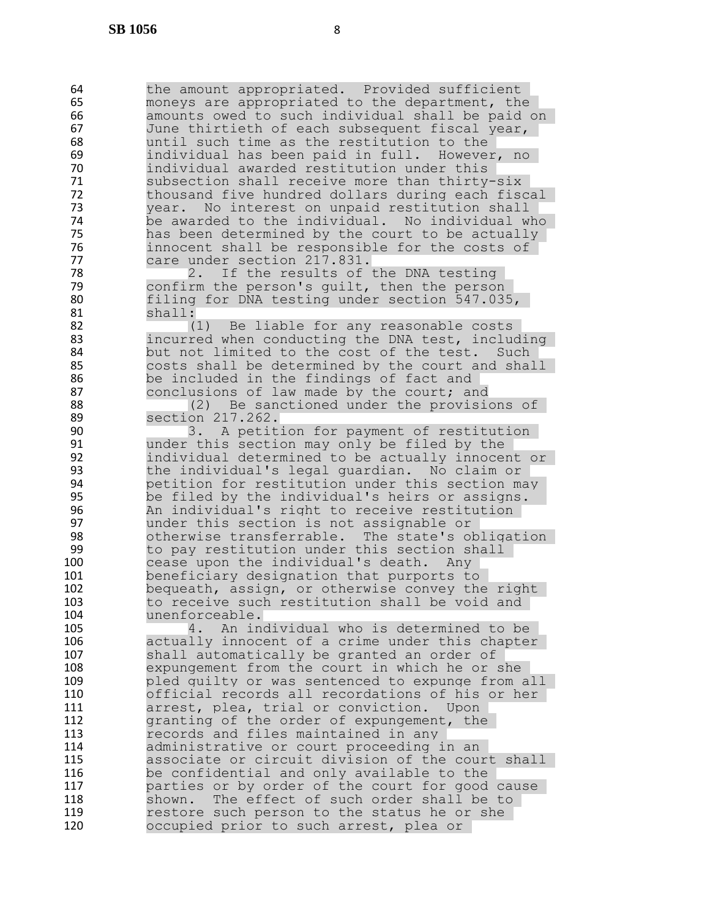the amount appropriated. Provided sufficient moneys are appropriated to the department, the amounts owed to such individual shall be paid on June thirtieth of each subsequent fiscal year, until such time as the restitution to the individual has been paid in full. However, no individual awarded restitution under this subsection shall receive more than thirty-six thousand five hundred dollars during each fiscal year. No interest on unpaid restitution shall be awarded to the individual. No individual who has been determined by the court to be actually innocent shall be responsible for the costs of care under section 217.831.

2. If the results of the DNA testing confirm the person's guilt, then the person filing for DNA testing under section 547.035, shall:

(1) Be liable for any reasonable costs incurred when conducting the DNA test, including but not limited to the cost of the test. Such costs shall be determined by the court and shall be included in the findings of fact and conclusions of law made by the court; and

(2) Be sanctioned under the provisions of section 217.262.

3. A petition for payment of restitution under this section may only be filed by the individual determined to be actually innocent or the individual's legal guardian. No claim or petition for restitution under this section may be filed by the individual's heirs or assigns. An individual's right to receive restitution under this section is not assignable or otherwise transferrable. The state's obligation to pay restitution under this section shall cease upon the individual's death. Any beneficiary designation that purports to bequeath, assign, or otherwise convey the right to receive such restitution shall be void and unenforceable.

4. An individual who is determined to be actually innocent of a crime under this chapter shall automatically be granted an order of expungement from the court in which he or she pled guilty or was sentenced to expunge from all official records all recordations of his or her arrest, plea, trial or conviction. Upon granting of the order of expungement, the records and files maintained in any administrative or court proceeding in an associate or circuit division of the court shall be confidential and only available to the parties or by order of the court for good cause shown. The effect of such order shall be to restore such person to the status he or she occupied prior to such arrest, plea or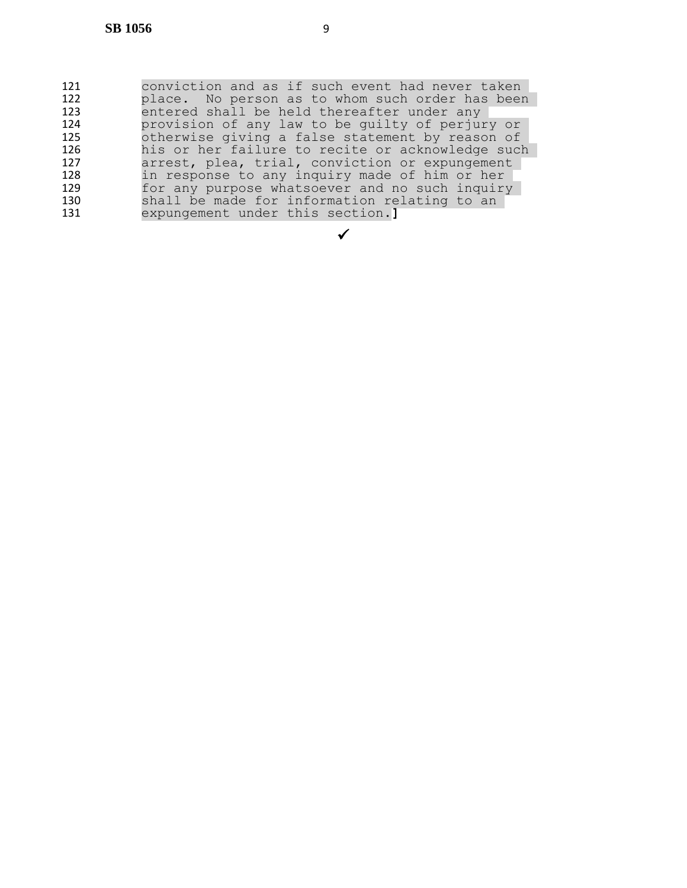conviction and as if such event had never taken place. No person as to whom such order has been entered shall be held thereafter under any provision of any law to be guilty of perjury or otherwise giving a false statement by reason of his or her failure to recite or acknowledge such arrest, plea, trial, conviction or expungement in response to any inquiry made of him or her for any purpose whatsoever and no such inquiry shall be made for information relating to an expungement under this section.]

✓